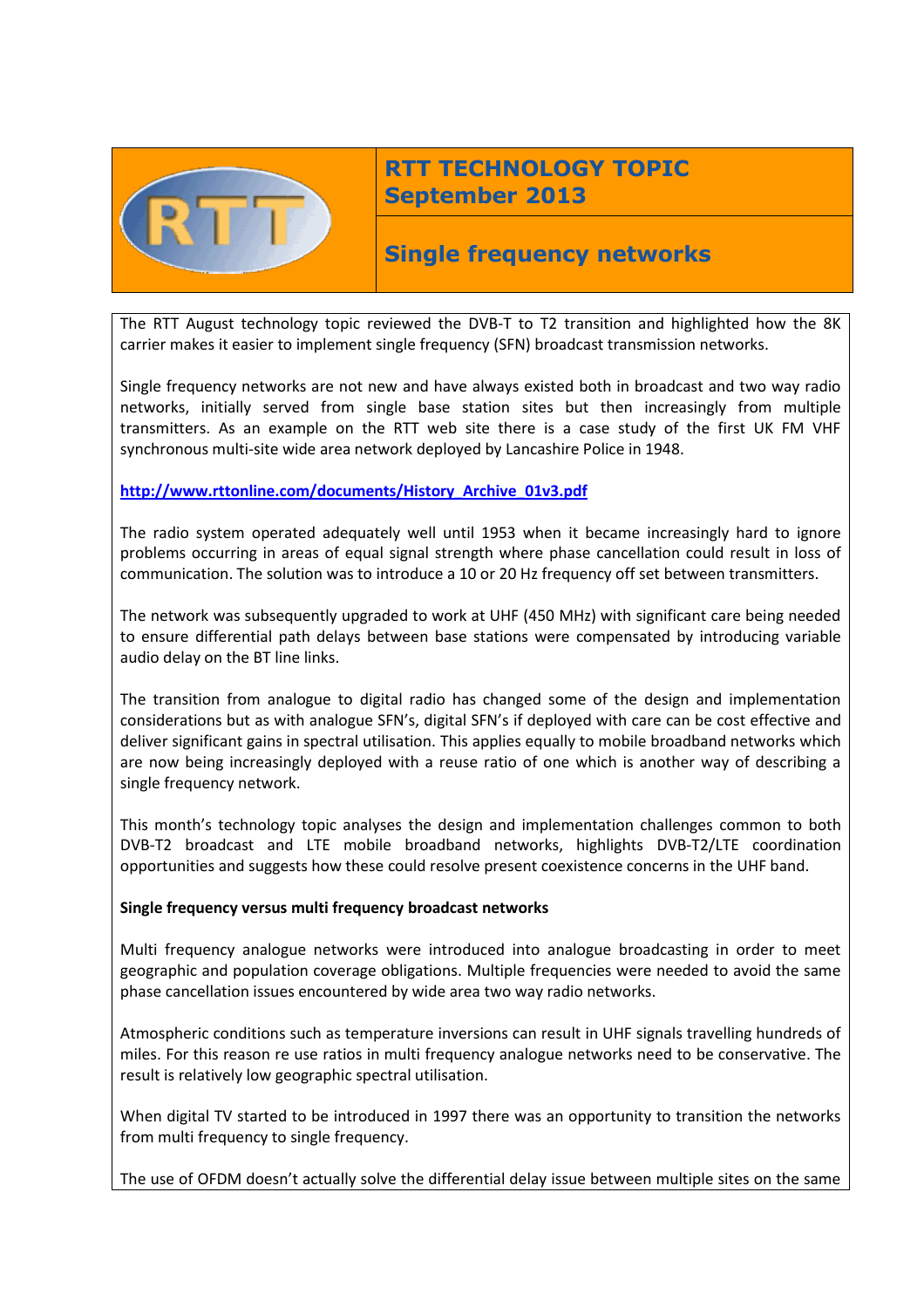# RTT TECHNOLOGY TOPIC September 2013

## Single frequency networks

The RTT August technology topic reviewed the DVB-T to T2 transition and highlighted how the 8K carrier makes it easier to implement single frequency (SFN) broadcast transmission networks.

Single frequency networks are not new and have always existed both in broadcast and two way radio networks, initially served from single base station sites but then increasingly from multiple transmitters. As an example on the RTT web site there is a case study of the first UK FM VHF synchronous multi-site wide area network deployed by Lancashire Police in 1948.

**http://www.rttonline.com/documents/History_Archive_01v3.pdf**

The radio system operated adequately well until 1953 when it became increasingly hard to ignore problems occurring in areas of equal signal strength where phase cancellation could result in loss of communication. The solution was to introduce a 10 or 20 Hz frequency off set between transmitters.

The network was subsequently upgraded to work at UHF (450 MHz) with significant care being needed to ensure differential path delays between base stations were compensated by introducing variable audio delay on the BT line links.

The transition from analogue to digital radio has changed some of the design and implementation considerations but as with analogue SFN's, digital SFN's if deployed with care can be cost effective and deliver significant gains in spectral utilisation. This applies equally to mobile broadband networks which are now being increasingly deployed with a reuse ratio of one which is another way of describing a single frequency network.

This month's technology topic analyses the design and implementation challenges common to both DVB-T2 broadcast and LTE mobile broadband networks, highlights DVB-T2/LTE coordination opportunities and suggests how these could resolve present coexistence concerns in the UHF band.

**Single frequency versus multi frequency broadcast networks**

Multi frequency analogue networks were introduced into analogue broadcasting in order to meet geographic and population coverage obligations. Multiple frequencies were needed to avoid the same phase cancellation issues encountered by wide area two way radio networks.

Atmospheric conditions such as temperature inversions can result in UHF signals travelling hundreds of miles. For this reason re use ratios in multi frequency analogue networks need to be conservative. The result is relatively low geographic spectral utilisation.

When digital TV started to be introduced in 1997 there was an opportunity to transition the networks from multi frequency to single frequency.

The use of OFDM doesn't actually solve the differential delay issue between multiple sites on the same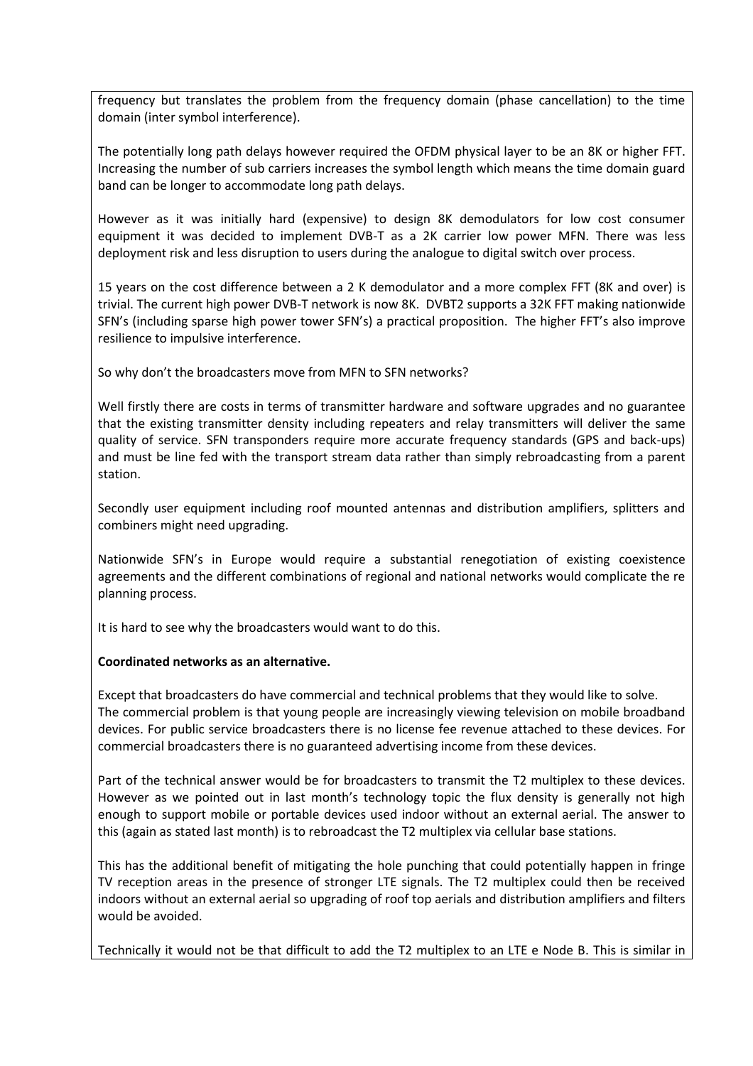frequency but translates the problem from the frequency domain (phase cancellation) to the time domain (inter symbol interference).

The potentially long path delays however required the OFDM physical layer to be an 8K or higher FFT. Increasing the number of sub carriers increases the symbol length which means the time domain guard band can be longer to accommodate long path delays.

However as it was initially hard (expensive) to design 8K demodulators for low cost consumer equipment it was decided to implement DVB-T as a 2K carrier low power MFN. There was less deployment risk and less disruption to users during the analogue to digital switch over process.

15 years on the cost difference between a 2 K demodulator and a more complex FFT (8K and over) is trivial. The current high power DVB-T network is now 8K. DVBT2 supports a 32K FFT making nationwide SFN's (including sparse high power tower SFN's) a practical proposition. The higher FFT's also improve resilience to impulsive interference.

So why don't the broadcasters move from MFN to SFN networks?

Well firstly there are costs in terms of transmitter hardware and software upgrades and no guarantee that the existing transmitter density including repeaters and relay transmitters will deliver the same quality of service. SFN transponders require more accurate frequency standards (GPS and back-ups) and must be line fed with the transport stream data rather than simply rebroadcasting from a parent station.

Secondly user equipment including roof mounted antennas and distribution amplifiers, splitters and combiners might need upgrading.

Nationwide SFN's in Europe would require a substantial renegotiation of existing coexistence agreements and the different combinations of regional and national networks would complicate the re planning process.

It is hard to see why the broadcasters would want to do this.

**Coordinated networks as an alternative.**

Except that broadcasters do have commercial and technical problems that they would like to solve. The commercial problem is that young people are increasingly viewing television on mobile broadband devices. For public service broadcasters there is no license fee revenue attached to these devices. For commercial broadcasters there is no guaranteed advertising income from these devices.

Part of the technical answer would be for broadcasters to transmit the T2 multiplex to these devices. However as we pointed out in last month's technology topic the flux density is generally not high enough to support mobile or portable devices used indoor without an external aerial. The answer to this (again as stated last month) is to rebroadcast the T2 multiplex via cellular base stations.

This has the additional benefit of mitigating the hole punching that could potentially happen in fringe TV reception areas in the presence of stronger LTE signals. The T2 multiplex could then be received indoors without an external aerial so upgrading of roof top aerials and distribution amplifiers and filters would be avoided.

Technically it would not be that difficult to add the T2 multiplex to an LTE e Node B. This is similar in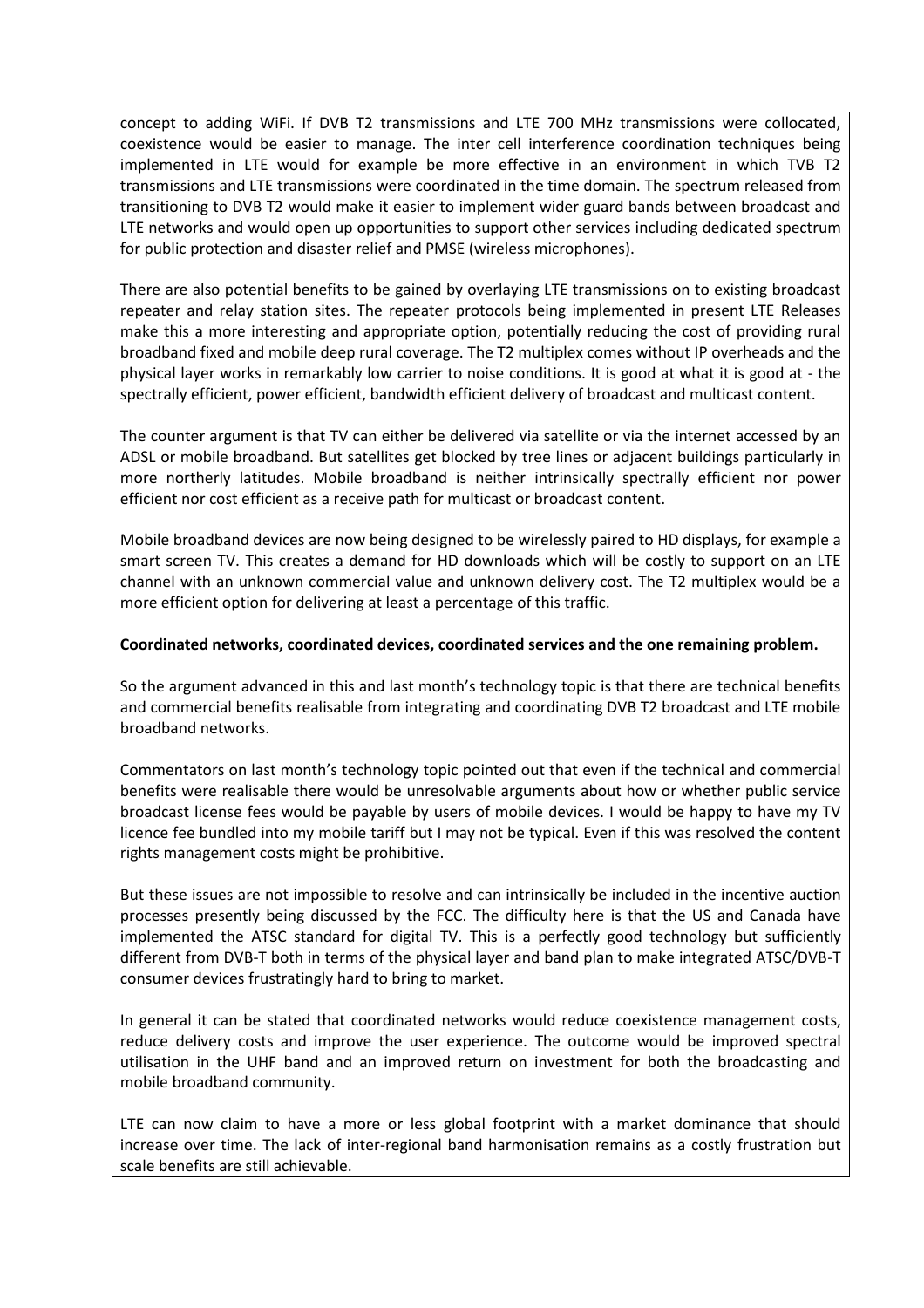concept to adding WiFi. If DVB T2 transmissions and LTE 700 MHz transmissions were collocated, coexistence would be easier to manage. The inter cell interference coordination techniques being implemented in LTE would for example be more effective in an environment in which TVB T2 transmissions and LTE transmissions were coordinated in the time domain. The spectrum released from transitioning to DVB T2 would make it easier to implement wider guard bands between broadcast and LTE networks and would open up opportunities to support other services including dedicated spectrum for public protection and disaster relief and PMSE (wireless microphones).

There are also potential benefits to be gained by overlaying LTE transmissions on to existing broadcast repeater and relay station sites. The repeater protocols being implemented in present LTE Releases make this a more interesting and appropriate option, potentially reducing the cost of providing rural broadband fixed and mobile deep rural coverage. The T2 multiplex comes without IP overheads and the physical layer works in remarkably low carrier to noise conditions. It is good at what it is good at - the spectrally efficient, power efficient, bandwidth efficient delivery of broadcast and multicast content.

The counter argument is that TV can either be delivered via satellite or via the internet accessed by an ADSL or mobile broadband. But satellites get blocked by tree lines or adjacent buildings particularly in more northerly latitudes. Mobile broadband is neither intrinsically spectrally efficient nor power efficient nor cost efficient as a receive path for multicast or broadcast content.

Mobile broadband devices are now being designed to be wirelessly paired to HD displays, for example a smart screen TV. This creates a demand for HD downloads which will be costly to support on an LTE channel with an unknown commercial value and unknown delivery cost. The T2 multiplex would be a more efficient option for delivering at least a percentage of this traffic.

**Coordinated networks, coordinated devices, coordinated services and the one remaining problem.**

So the argument advanced in this and last month's technology topic is that there are technical benefits and commercial benefits realisable from integrating and coordinating DVB T2 broadcast and LTE mobile broadband networks.

Commentators on last month's technology topic pointed out that even if the technical and commercial benefits were realisable there would be unresolvable arguments about how or whether public service broadcast license fees would be payable by users of mobile devices. I would be happy to have my TV licence fee bundled into my mobile tariff but I may not be typical. Even if this was resolved the content rights management costs might be prohibitive.

But these issues are not impossible to resolve and can intrinsically be included in the incentive auction processes presently being discussed by the FCC. The difficulty here is that the US and Canada have implemented the ATSC standard for digital TV. This is a perfectly good technology but sufficiently different from DVB-T both in terms of the physical layer and band plan to make integrated ATSC/DVB-T consumer devices frustratingly hard to bring to market.

In general it can be stated that coordinated networks would reduce coexistence management costs, reduce delivery costs and improve the user experience. The outcome would be improved spectral utilisation in the UHF band and an improved return on investment for both the broadcasting and mobile broadband community.

LTE can now claim to have a more or less global footprint with a market dominance that should increase over time. The lack of inter-regional band harmonisation remains as a costly frustration but scale benefits are still achievable.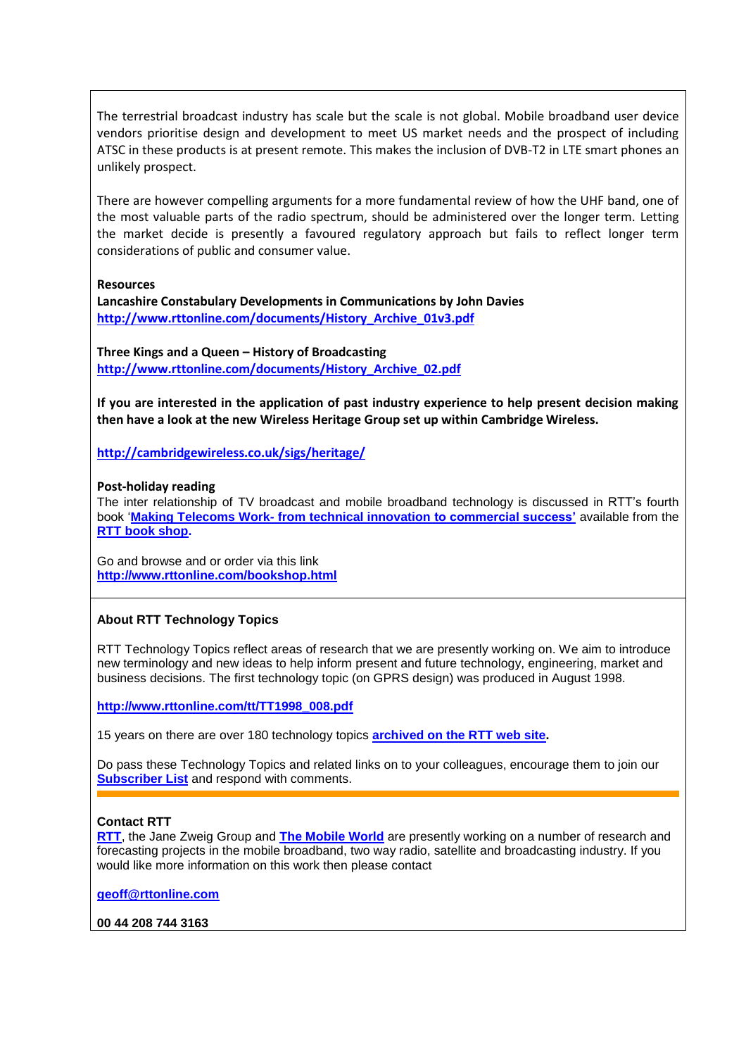The terrestrial broadcast industry has scale but the scale is not global. Mobile broadband user device vendors prioritise design and development to meet US market needs and the prospect of including ATSC in these products is at present remote. This makes the inclusion of DVB-T2 in LTE smart phones an unlikely prospect.

There are however compelling arguments for a more fundamental review of how the UHF band, one of the most valuable parts of the radio spectrum, should be administered over the longer term. Letting the market decide is presently a favoured regulatory approach but fails to reflect longer term considerations of public and consumer value.

**Resources**

**Lancashire Constabulary Developments in Communications by John Davies**
**http://www.rttonline.com/documents/History_Archive_01v3.pdf**

**Three Kings and a Queen – History of Broadcasting**
**http://www.rttonline.com/documents/History_Archive_02.pdf**

**If you are interested in the application of past industry experience to help present decision making then have a look at the new Wireless Heritage Group set up within Cambridge Wireless.**

**http://cambridgewireless.co.uk/sigs/heritage/**

**Post-holiday reading**

The inter relationship of TV broadcast and mobile broadband technology is discussed in RTT's fourth book '**Making Telecoms Work- from technical innovation to commercial success'** available from the **RTT book shop.**

Go and browse and or order via this link
**http://www.rttonline.com/bookshop.html**

**About RTT Technology Topics**

RTT Technology Topics reflect areas of research that we are presently working on. We aim to introduce new terminology and new ideas to help inform present and future technology, engineering, market and business decisions. The first technology topic (on GPRS design) was produced in August 1998.

**http://www.rttonline.com/tt/TT1998_008.pdf**

15 years on there are over 180 technology topics **archived on the RTT web site.**

Do pass these Technology Topics and related links on to your colleagues, encourage them to join our **Subscriber List** and respond with comments.

**Contact RTT**

**RTT**, the Jane Zweig Group and **The Mobile World** are presently working on a number of research and forecasting projects in the mobile broadband, two way radio, satellite and broadcasting industry. If you would like more information on this work then please contact

**geoff@rttonline.com**

**00 44 208 744 3163**